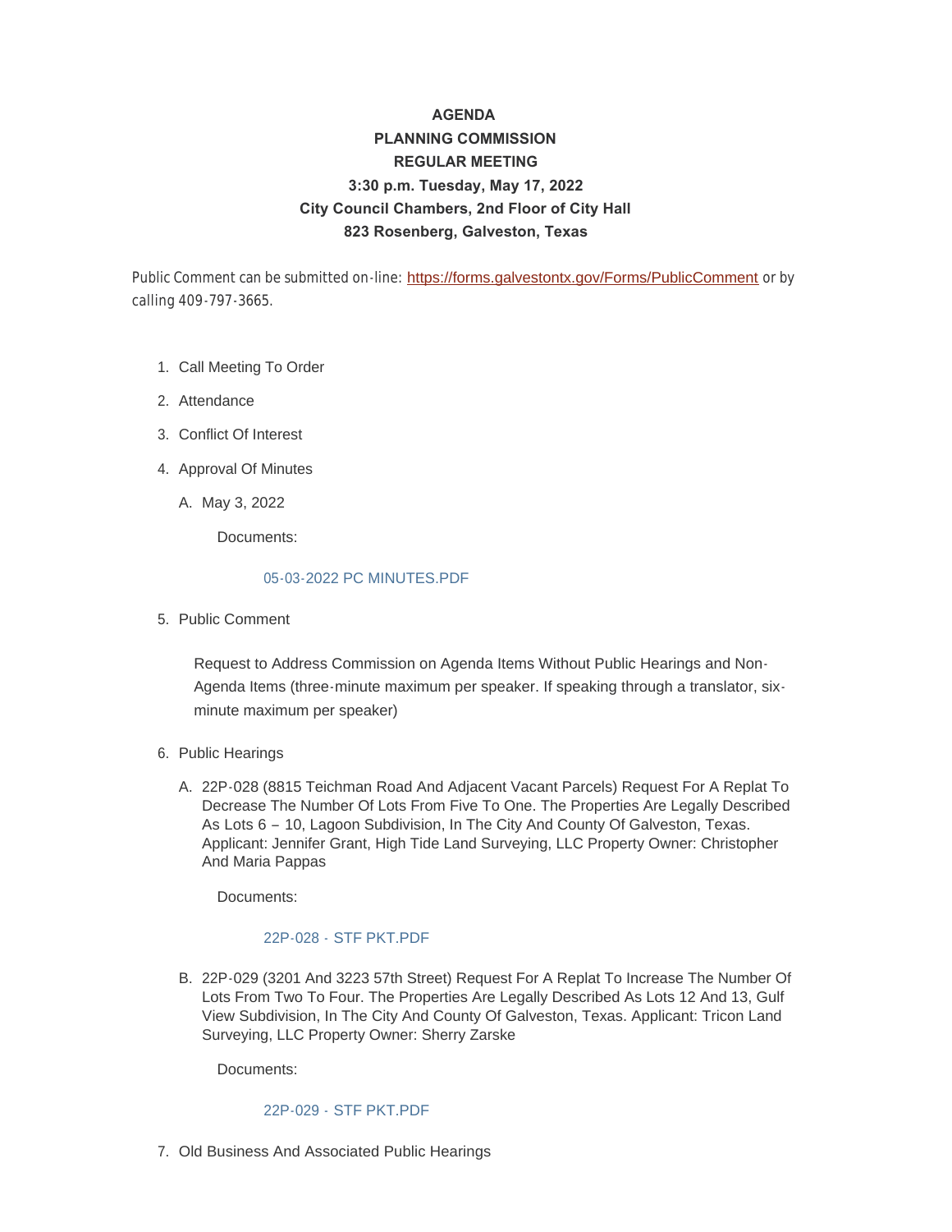**AGENDA**

**PLANNING COMMISSION**

**REGULAR MEETING**

**3:30 p.m. Tuesday, May 17, 2022**

**City Council Chambers, 2nd Floor of City Hall**

**823 Rosenberg, Galveston, Texas**

Public Comment can be submitted on-line: https://forms.galvestontx.gov/Forms/PublicComment or by calling 409-797-3665.

1. Call Meeting To Order
2. Attendance
3. Conflict Of Interest
4. Approval Of Minutes
   - A. May 3, 2022

     Documents:

     05-03-2022 PC MINUTES.PDF
5. Public Comment

   Request to Address Commission on Agenda Items Without Public Hearings and Non-Agenda Items (three-minute maximum per speaker. If speaking through a translator, six-minute maximum per speaker)
6. Public Hearings
   - A. 22P-028 (8815 Teichman Road And Adjacent Vacant Parcels) Request For A Replat To Decrease The Number Of Lots From Five To One. The Properties Are Legally Described As Lots 6 – 10, Lagoon Subdivision, In The City And County Of Galveston, Texas. Applicant: Jennifer Grant, High Tide Land Surveying, LLC Property Owner: Christopher And Maria Pappas

     Documents:

     22P-028 - STF PKT.PDF
   - B. 22P-029 (3201 And 3223 57th Street) Request For A Replat To Increase The Number Of Lots From Two To Four. The Properties Are Legally Described As Lots 12 And 13, Gulf View Subdivision, In The City And County Of Galveston, Texas. Applicant: Tricon Land Surveying, LLC Property Owner: Sherry Zarske

     Documents:

     22P-029 - STF PKT.PDF
7. Old Business And Associated Public Hearings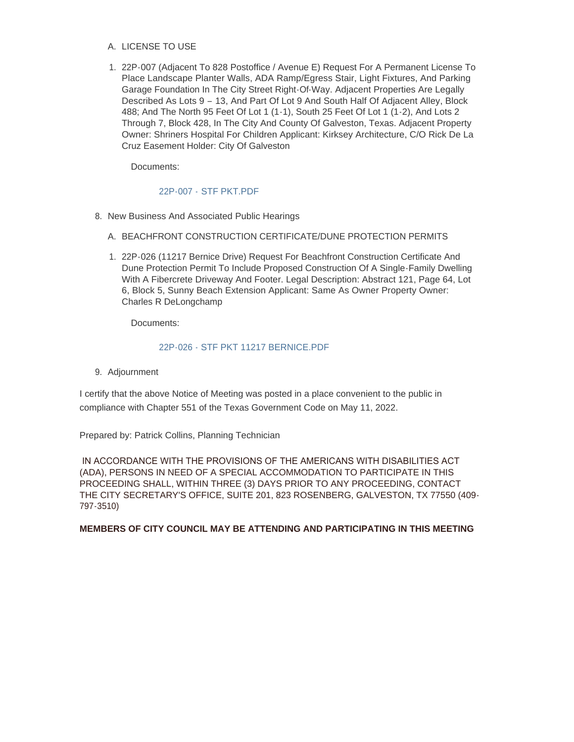A. LICENSE TO USE

1. 22P-007 (Adjacent To 828 Postoffice / Avenue E) Request For A Permanent License To Place Landscape Planter Walls, ADA Ramp/Egress Stair, Light Fixtures, And Parking Garage Foundation In The City Street Right-Of-Way. Adjacent Properties Are Legally Described As Lots 9 – 13, And Part Of Lot 9 And South Half Of Adjacent Alley, Block 488; And The North 95 Feet Of Lot 1 (1-1), South 25 Feet Of Lot 1 (1-2), And Lots 2 Through 7, Block 428, In The City And County Of Galveston, Texas. Adjacent Property Owner: Shriners Hospital For Children Applicant: Kirksey Architecture, C/O Rick De La Cruz Easement Holder: City Of Galveston

   Documents:

   22P-007 - STF PKT.PDF

8. New Business And Associated Public Hearings

   A. BEACHFRONT CONSTRUCTION CERTIFICATE/DUNE PROTECTION PERMITS

   1. 22P-026 (11217 Bernice Drive) Request For Beachfront Construction Certificate And Dune Protection Permit To Include Proposed Construction Of A Single-Family Dwelling With A Fibercrete Driveway And Footer. Legal Description: Abstract 121, Page 64, Lot 6, Block 5, Sunny Beach Extension Applicant: Same As Owner Property Owner: Charles R DeLongchamp

      Documents:

      22P-026 - STF PKT 11217 BERNICE.PDF

9. Adjournment

I certify that the above Notice of Meeting was posted in a place convenient to the public in compliance with Chapter 551 of the Texas Government Code on May 11, 2022.

Prepared by: Patrick Collins, Planning Technician

IN ACCORDANCE WITH THE PROVISIONS OF THE AMERICANS WITH DISABILITIES ACT (ADA), PERSONS IN NEED OF A SPECIAL ACCOMMODATION TO PARTICIPATE IN THIS PROCEEDING SHALL, WITHIN THREE (3) DAYS PRIOR TO ANY PROCEEDING, CONTACT THE CITY SECRETARY'S OFFICE, SUITE 201, 823 ROSENBERG, GALVESTON, TX 77550 (409-797-3510)

**MEMBERS OF CITY COUNCIL MAY BE ATTENDING AND PARTICIPATING IN THIS MEETING**